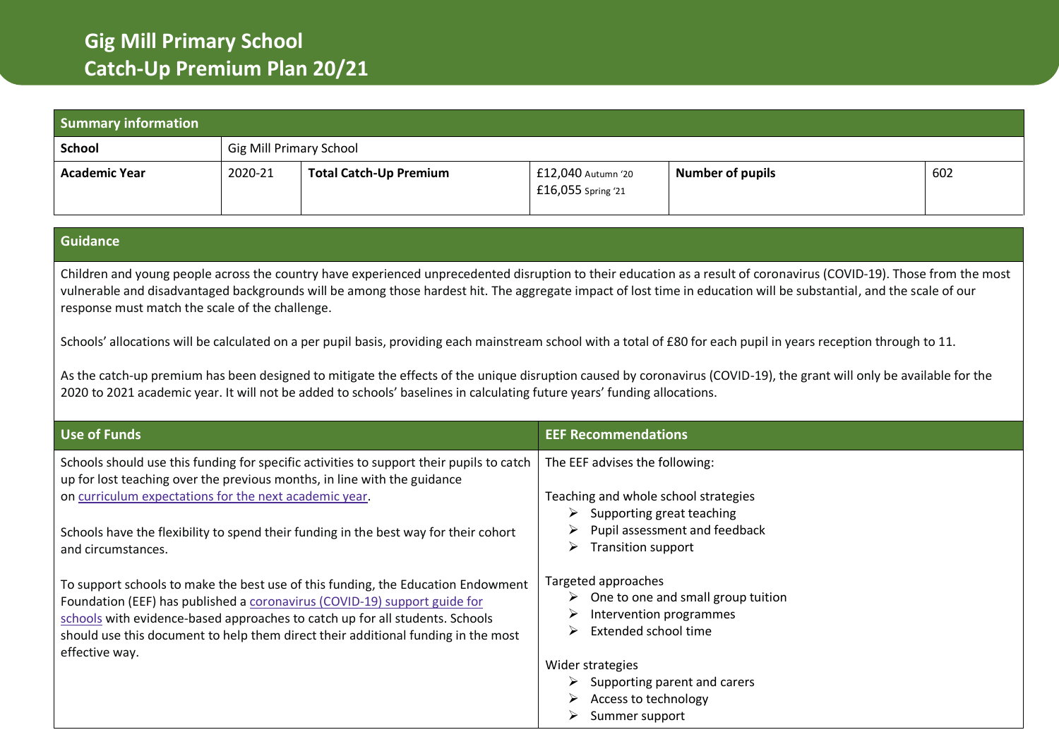# Gig Mill Primary School
# Catch-Up Premium Plan 20/21

| Summary information | | | | | |
|---|---|---|---|---|---|
| **School** | Gig Mill Primary School | | | | |
| **Academic Year** | 2020-21 | **Total Catch-Up Premium** | £12,040 Autumn '20<br>£16,055 Spring '21 | **Number of pupils** | 602 |

## Guidance

Children and young people across the country have experienced unprecedented disruption to their education as a result of coronavirus (COVID-19). Those from the most vulnerable and disadvantaged backgrounds will be among those hardest hit. The aggregate impact of lost time in education will be substantial, and the scale of our response must match the scale of the challenge.

Schools' allocations will be calculated on a per pupil basis, providing each mainstream school with a total of £80 for each pupil in years reception through to 11.

As the catch-up premium has been designed to mitigate the effects of the unique disruption caused by coronavirus (COVID-19), the grant will only be available for the 2020 to 2021 academic year. It will not be added to schools' baselines in calculating future years' funding allocations.

| Use of Funds | EEF Recommendations |
|---|---|
| Schools should use this funding for specific activities to support their pupils to catch up for lost teaching over the previous months, in line with the guidance on [curriculum expectations for the next academic year](). <br><br> Schools have the flexibility to spend their funding in the best way for their cohort and circumstances. <br><br> To support schools to make the best use of this funding, the Education Endowment Foundation (EEF) has published a [coronavirus (COVID-19) support guide for schools]() with evidence-based approaches to catch up for all students. Schools should use this document to help them direct their additional funding in the most effective way. | The EEF advises the following: <br><br> Teaching and whole school strategies <br> ➢ Supporting great teaching <br> ➢ Pupil assessment and feedback <br> ➢ Transition support <br><br> Targeted approaches <br> ➢ One to one and small group tuition <br> ➢ Intervention programmes <br> ➢ Extended school time <br><br> Wider strategies <br> ➢ Supporting parent and carers <br> ➢ Access to technology <br> ➢ Summer support |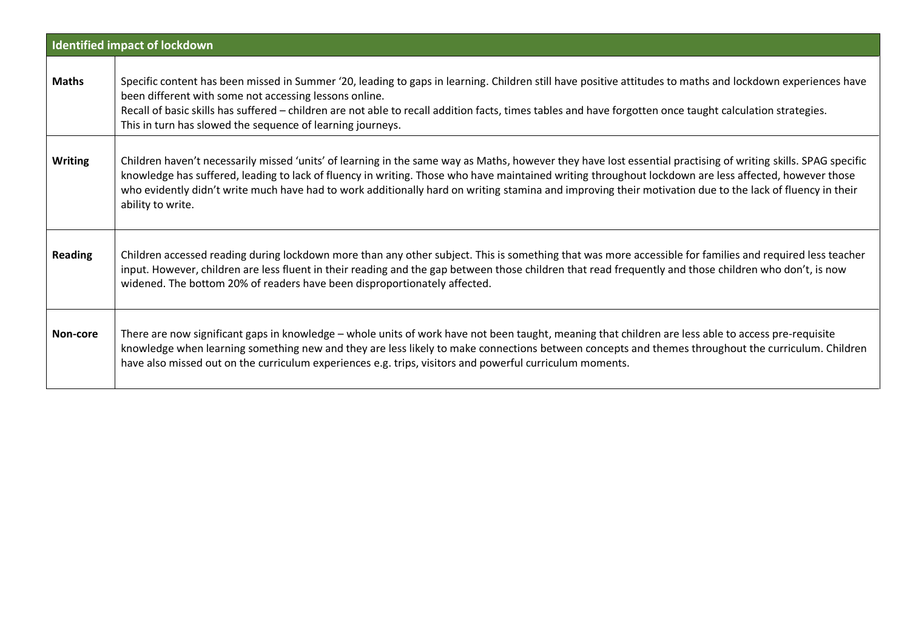| Identified impact of lockdown | |
|---|---|
| **Maths** | Specific content has been missed in Summer '20, leading to gaps in learning. Children still have positive attitudes to maths and lockdown experiences have been different with some not accessing lessons online.<br>Recall of basic skills has suffered – children are not able to recall addition facts, times tables and have forgotten once taught calculation strategies.<br>This in turn has slowed the sequence of learning journeys. |
| **Writing** | Children haven't necessarily missed 'units' of learning in the same way as Maths, however they have lost essential practising of writing skills. SPAG specific knowledge has suffered, leading to lack of fluency in writing. Those who have maintained writing throughout lockdown are less affected, however those who evidently didn't write much have had to work additionally hard on writing stamina and improving their motivation due to the lack of fluency in their ability to write. |
| **Reading** | Children accessed reading during lockdown more than any other subject. This is something that was more accessible for families and required less teacher input. However, children are less fluent in their reading and the gap between those children that read frequently and those children who don't, is now widened. The bottom 20% of readers have been disproportionately affected. |
| **Non-core** | There are now significant gaps in knowledge – whole units of work have not been taught, meaning that children are less able to access pre-requisite knowledge when learning something new and they are less likely to make connections between concepts and themes throughout the curriculum. Children have also missed out on the curriculum experiences e.g. trips, visitors and powerful curriculum moments. |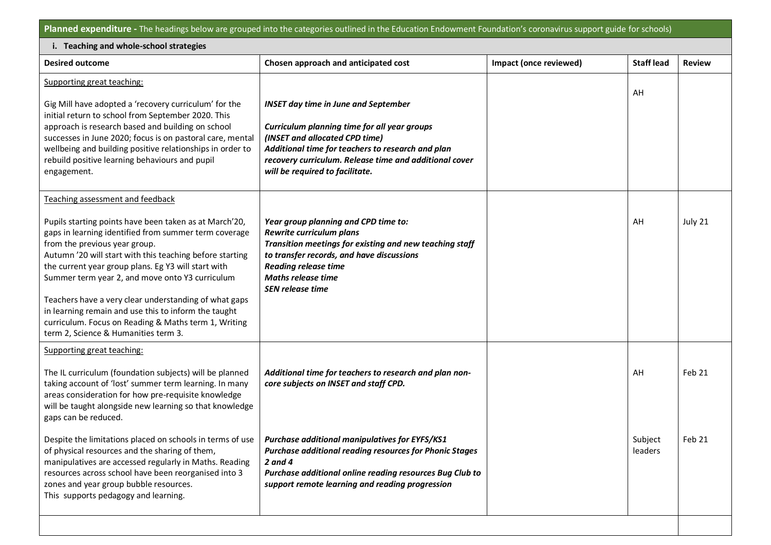| **Planned expenditure -** The headings below are grouped into the categories outlined in the Education Endowment Foundation's coronavirus support guide for schools) | | | | |
|---|---|---|---|---|
| **i. Teaching and whole-school strategies** | | | | |
| **Desired outcome** | **Chosen approach and anticipated cost** | **Impact (once reviewed)** | **Staff lead** | **Review** |
| <u>Supporting great teaching:</u><br><br>Gig Mill have adopted a 'recovery curriculum' for the initial return to school from September 2020. This approach is research based and building on school successes in June 2020; focus is on pastoral care, mental wellbeing and building positive relationships in order to rebuild positive learning behaviours and pupil engagement. | ***INSET day time in June and September***<br><br>***Curriculum planning time for all year groups (INSET and allocated CPD time)***<br>***Additional time for teachers to research and plan recovery curriculum. Release time and additional cover will be required to facilitate.*** | | AH | |
| <u>Teaching assessment and feedback</u><br><br>Pupils starting points have been taken as at March'20, gaps in learning identified from summer term coverage from the previous year group.<br>Autumn '20 will start with this teaching before starting the current year group plans. Eg Y3 will start with Summer term year 2, and move onto Y3 curriculum<br><br>Teachers have a very clear understanding of what gaps in learning remain and use this to inform the taught curriculum. Focus on Reading & Maths term 1, Writing term 2, Science & Humanities term 3. | ***Year group planning and CPD time to:***<br>***Rewrite curriculum plans***<br>***Transition meetings for existing and new teaching staff to transfer records, and have discussions***<br>***Reading release time***<br>***Maths release time***<br>***SEN release time*** | | AH | July 21 |
| <u>Supporting great teaching:</u><br><br>The IL curriculum (foundation subjects) will be planned taking account of 'lost' summer term learning. In many areas consideration for how pre-requisite knowledge will be taught alongside new learning so that knowledge gaps can be reduced.<br><br>Despite the limitations placed on schools in terms of use of physical resources and the sharing of them, manipulatives are accessed regularly in Maths. Reading resources across school have been reorganised into 3 zones and year group bubble resources.<br>This supports pedagogy and learning. | ***Additional time for teachers to research and plan non-core subjects on INSET and staff CPD.***<br><br>***Purchase additional manipulatives for EYFS/KS1***<br>***Purchase additional reading resources for Phonic Stages 2 and 4***<br>***Purchase additional online reading resources Bug Club to support remote learning and reading progression*** | | AH<br><br>Subject leaders | Feb 21<br><br>Feb 21 |
| | | | | |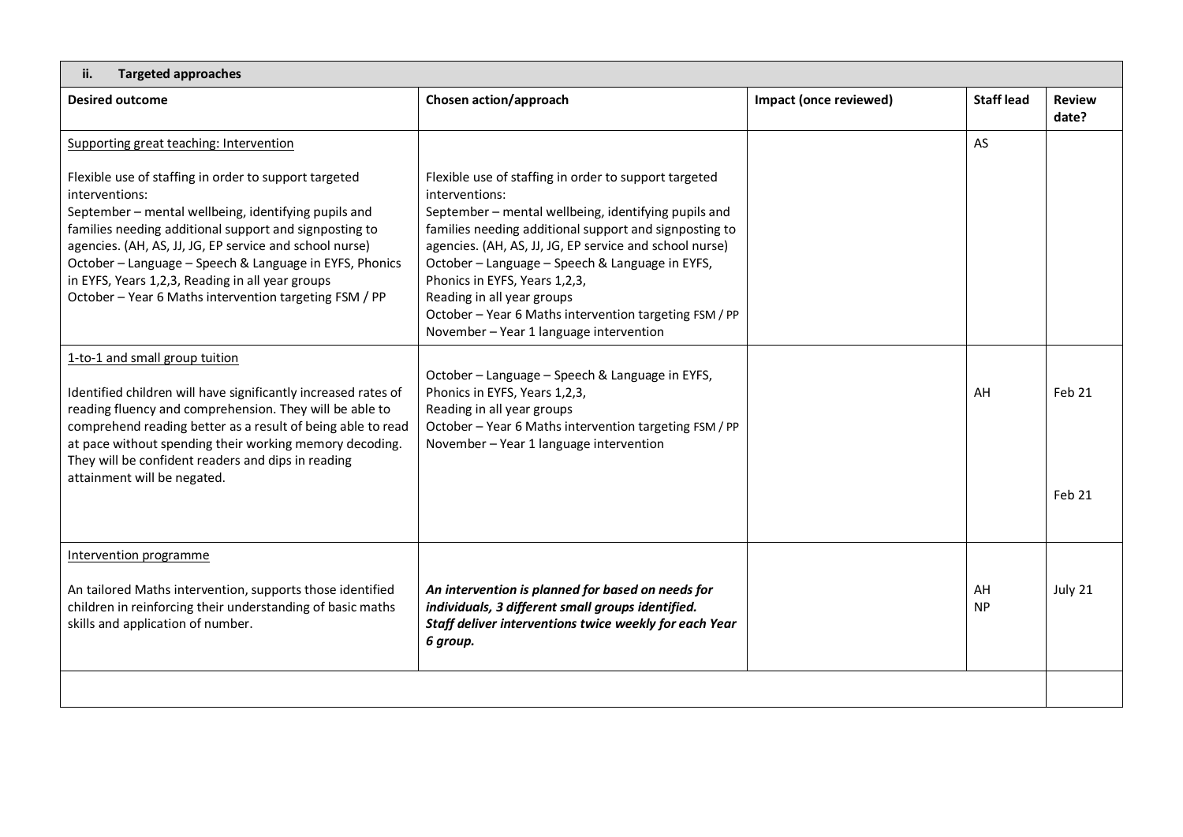| ii. Targeted approaches | | | | |
|---|---|---|---|---|
| **Desired outcome** | **Chosen action/approach** | **Impact (once reviewed)** | **Staff lead** | **Review date?** |
| Supporting great teaching: Intervention<br><br>Flexible use of staffing in order to support targeted interventions:<br>September – mental wellbeing, identifying pupils and families needing additional support and signposting to agencies. (AH, AS, JJ, JG, EP service and school nurse)<br>October – Language – Speech & Language in EYFS, Phonics in EYFS, Years 1,2,3, Reading in all year groups<br>October – Year 6 Maths intervention targeting FSM / PP | Flexible use of staffing in order to support targeted interventions:<br>September – mental wellbeing, identifying pupils and families needing additional support and signposting to agencies. (AH, AS, JJ, JG, EP service and school nurse)<br>October – Language – Speech & Language in EYFS, Phonics in EYFS, Years 1,2,3,<br>Reading in all year groups<br>October – Year 6 Maths intervention targeting FSM / PP<br>November – Year 1 language intervention | | AS | |
| 1-to-1 and small group tuition<br><br>Identified children will have significantly increased rates of reading fluency and comprehension. They will be able to comprehend reading better as a result of being able to read at pace without spending their working memory decoding. They will be confident readers and dips in reading attainment will be negated. | October – Language – Speech & Language in EYFS, Phonics in EYFS, Years 1,2,3,<br>Reading in all year groups<br>October – Year 6 Maths intervention targeting FSM / PP<br>November – Year 1 language intervention | | AH | Feb 21<br><br>Feb 21 |
| Intervention programme<br><br>An tailored Maths intervention, supports those identified children in reinforcing their understanding of basic maths skills and application of number. | ***An intervention is planned for based on needs for individuals, 3 different small groups identified. Staff deliver interventions twice weekly for each Year 6 group.*** | | AH<br>NP | July 21 |
| | | | | |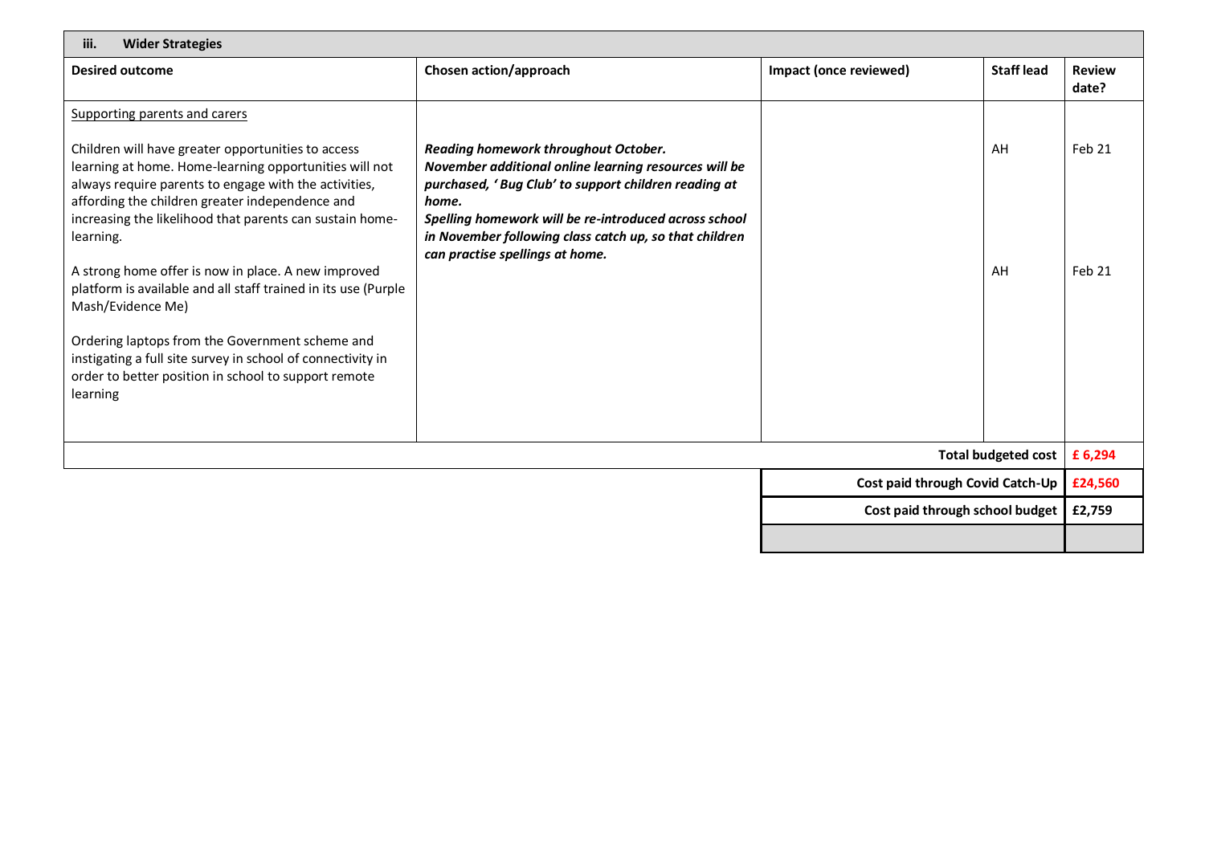| iii. Wider Strategies | | | | |
|---|---|---|---|---|
| **Desired outcome** | **Chosen action/approach** | **Impact (once reviewed)** | **Staff lead** | **Review date?** |
| Supporting parents and carers<br><br>Children will have greater opportunities to access learning at home. Home-learning opportunities will not always require parents to engage with the activities, affording the children greater independence and increasing the likelihood that parents can sustain home-learning. | ***Reading homework throughout October.***<br>***November additional online learning resources will be purchased, 'Bug Club' to support children reading at home.***<br>***Spelling homework will be re-introduced across school in November following class catch up, so that children can practise spellings at home.*** | | AH | Feb 21 |
| A strong home offer is now in place. A new improved platform is available and all staff trained in its use (Purple Mash/Evidence Me)<br><br>Ordering laptops from the Government scheme and instigating a full site survey in school of connectivity in order to better position in school to support remote learning | | | AH | Feb 21 |
| | | | **Total budgeted cost** | **£ 6,294** |
| | | | **Cost paid through Covid Catch-Up** | **£24,560** |
| | | | **Cost paid through school budget** | **£2,759** |